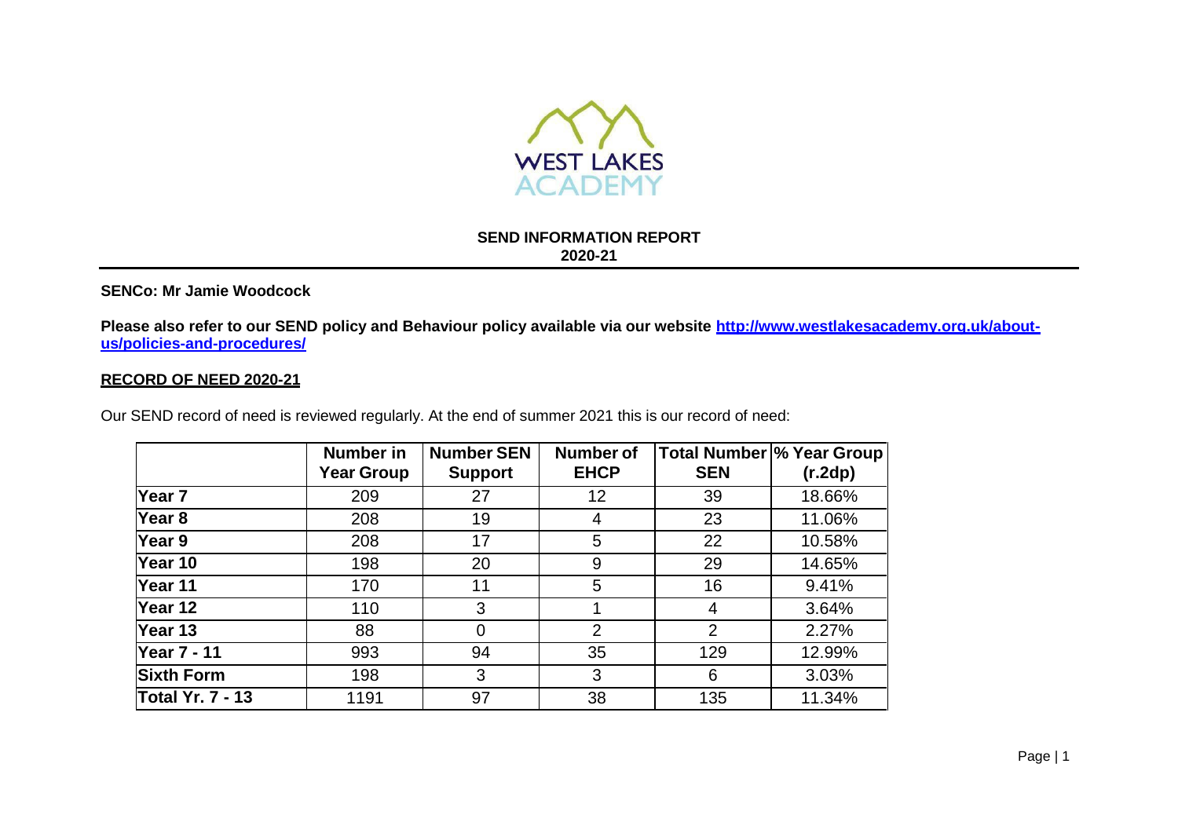# SEND INFORMATION REPORT
## 2020-21

**SENCo: Mr Jamie Woodcock**

**Please also refer to our SEND policy and Behaviour policy available via our website [http://www.westlakesacademy.org.uk/about-us/policies-and-procedures/](http://www.westlakesacademy.org.uk/about-us/policies-and-procedures/)**

**RECORD OF NEED 2020-21**

Our SEND record of need is reviewed regularly. At the end of summer 2021 this is our record of need:

| | Number in Year Group | Number SEN Support | Number of EHCP | Total Number SEN | % Year Group (r.2dp) |
|---|---|---|---|---|---|
| **Year 7** | 209 | 27 | 12 | 39 | 18.66% |
| **Year 8** | 208 | 19 | 4 | 23 | 11.06% |
| **Year 9** | 208 | 17 | 5 | 22 | 10.58% |
| **Year 10** | 198 | 20 | 9 | 29 | 14.65% |
| **Year 11** | 170 | 11 | 5 | 16 | 9.41% |
| **Year 12** | 110 | 3 | 1 | 4 | 3.64% |
| **Year 13** | 88 | 0 | 2 | 2 | 2.27% |
| **Year 7 - 11** | 993 | 94 | 35 | 129 | 12.99% |
| **Sixth Form** | 198 | 3 | 3 | 6 | 3.03% |
| **Total Yr. 7 - 13** | 1191 | 97 | 38 | 135 | 11.34% |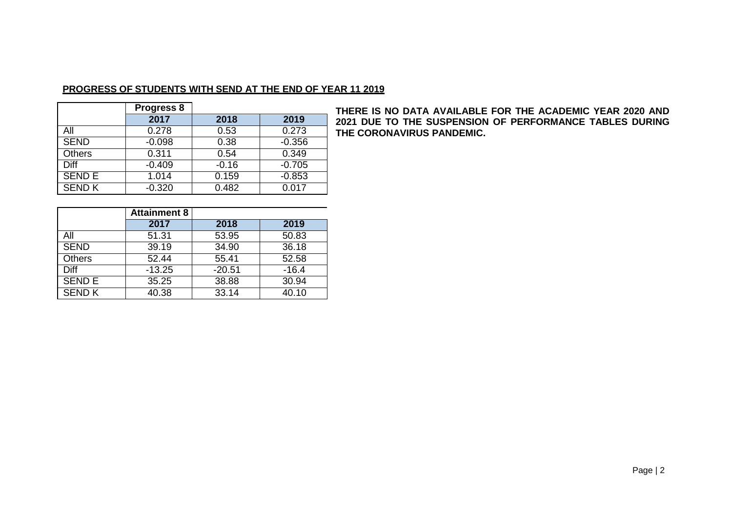**PROGRESS OF STUDENTS WITH SEND AT THE END OF YEAR 11 2019**

| | Progress 8 | | |
|---|---|---|---|
| | 2017 | 2018 | 2019 |
| All | 0.278 | 0.53 | 0.273 |
| SEND | -0.098 | 0.38 | -0.356 |
| Others | 0.311 | 0.54 | 0.349 |
| Diff | -0.409 | -0.16 | -0.705 |
| SEND E | 1.014 | 0.159 | -0.853 |
| SEND K | -0.320 | 0.482 | 0.017 |

| | Attainment 8 | | |
|---|---|---|---|
| | 2017 | 2018 | 2019 |
| All | 51.31 | 53.95 | 50.83 |
| SEND | 39.19 | 34.90 | 36.18 |
| Others | 52.44 | 55.41 | 52.58 |
| Diff | -13.25 | -20.51 | -16.4 |
| SEND E | 35.25 | 38.88 | 30.94 |
| SEND K | 40.38 | 33.14 | 40.10 |

**THERE IS NO DATA AVAILABLE FOR THE ACADEMIC YEAR 2020 AND 2021 DUE TO THE SUSPENSION OF PERFORMANCE TABLES DURING THE CORONAVIRUS PANDEMIC.**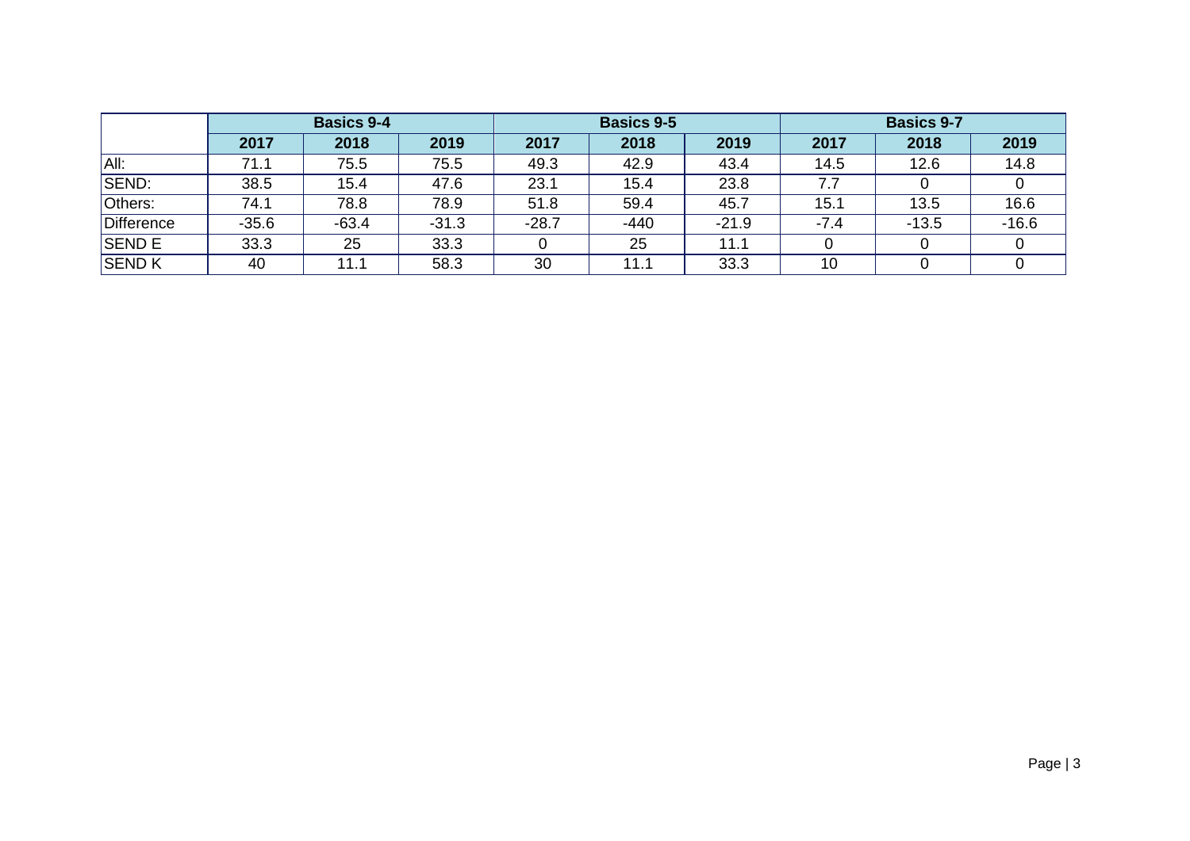| | Basics 9-4 | | | Basics 9-5 | | | Basics 9-7 | | |
|---|---|---|---|---|---|---|---|---|---|
| | 2017 | 2018 | 2019 | 2017 | 2018 | 2019 | 2017 | 2018 | 2019 |
| All: | 71.1 | 75.5 | 75.5 | 49.3 | 42.9 | 43.4 | 14.5 | 12.6 | 14.8 |
| SEND: | 38.5 | 15.4 | 47.6 | 23.1 | 15.4 | 23.8 | 7.7 | 0 | 0 |
| Others: | 74.1 | 78.8 | 78.9 | 51.8 | 59.4 | 45.7 | 15.1 | 13.5 | 16.6 |
| Difference | -35.6 | -63.4 | -31.3 | -28.7 | -440 | -21.9 | -7.4 | -13.5 | -16.6 |
| SEND E | 33.3 | 25 | 33.3 | 0 | 25 | 11.1 | 0 | 0 | 0 |
| SEND K | 40 | 11.1 | 58.3 | 30 | 11.1 | 33.3 | 10 | 0 | 0 |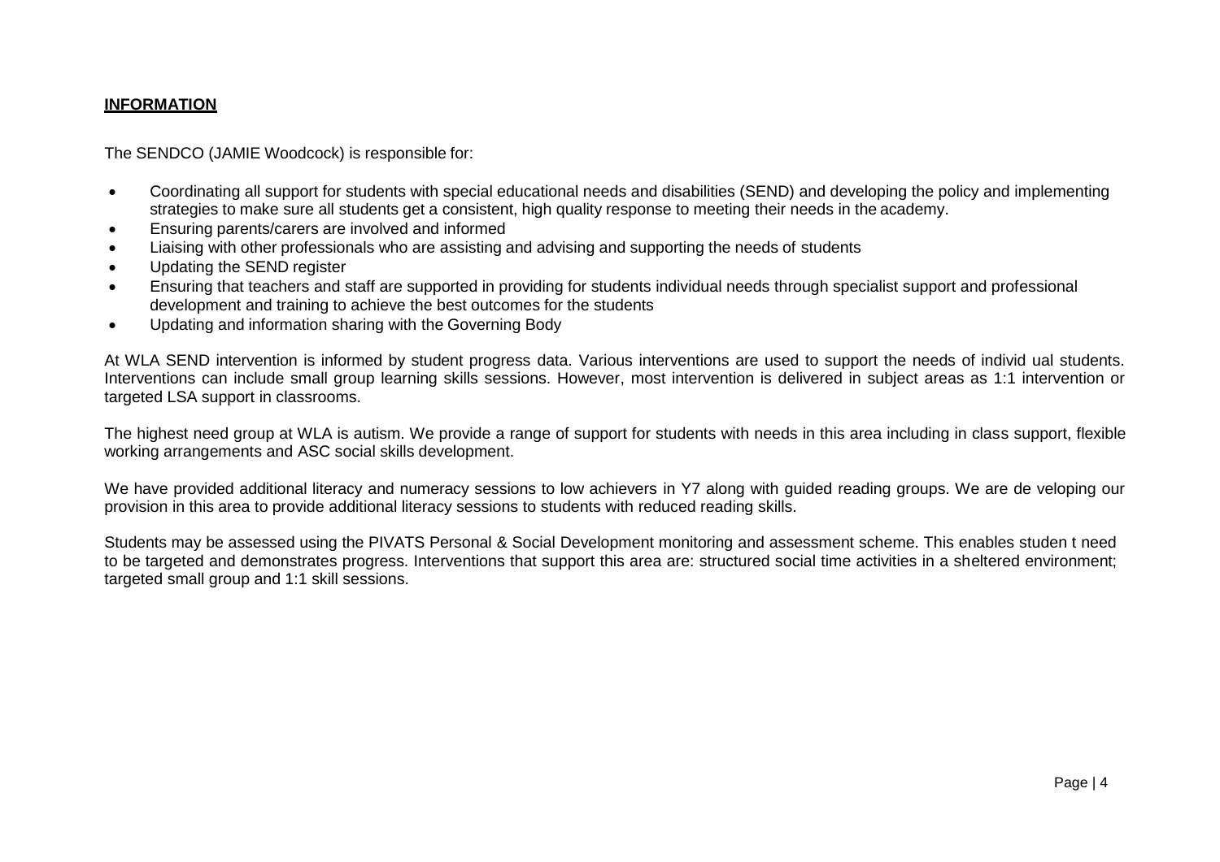**INFORMATION**

The SENDCO (JAMIE Woodcock) is responsible for:

- Coordinating all support for students with special educational needs and disabilities (SEND) and developing the policy and implementing strategies to make sure all students get a consistent, high quality response to meeting their needs in the academy.
- Ensuring parents/carers are involved and informed
- Liaising with other professionals who are assisting and advising and supporting the needs of students
- Updating the SEND register
- Ensuring that teachers and staff are supported in providing for students individual needs through specialist support and professional development and training to achieve the best outcomes for the students
- Updating and information sharing with the Governing Body

At WLA SEND intervention is informed by student progress data. Various interventions are used to support the needs of individ ual students. Interventions can include small group learning skills sessions. However, most intervention is delivered in subject areas as 1:1 intervention or targeted LSA support in classrooms.

The highest need group at WLA is autism. We provide a range of support for students with needs in this area including in class support, flexible working arrangements and ASC social skills development.

We have provided additional literacy and numeracy sessions to low achievers in Y7 along with guided reading groups. We are de veloping our provision in this area to provide additional literacy sessions to students with reduced reading skills.

Students may be assessed using the PIVATS Personal & Social Development monitoring and assessment scheme. This enables studen t need to be targeted and demonstrates progress. Interventions that support this area are: structured social time activities in a sheltered environment; targeted small group and 1:1 skill sessions.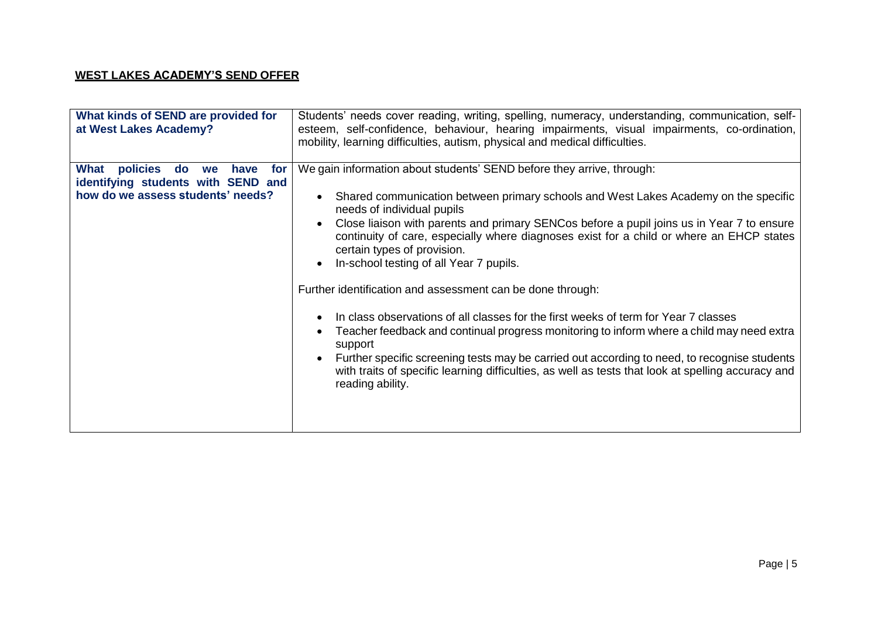**<u>WEST LAKES ACADEMY'S SEND OFFER</u>**

| **What kinds of SEND are provided for at West Lakes Academy?** | Students' needs cover reading, writing, spelling, numeracy, understanding, communication, self-esteem, self-confidence, behaviour, hearing impairments, visual impairments, co-ordination, mobility, learning difficulties, autism, physical and medical difficulties. |
|---|---|
| **What policies do we have for identifying students with SEND and how do we assess students' needs?** | We gain information about students' SEND before they arrive, through:<br><br>• Shared communication between primary schools and West Lakes Academy on the specific needs of individual pupils<br>• Close liaison with parents and primary SENCos before a pupil joins us in Year 7 to ensure continuity of care, especially where diagnoses exist for a child or where an EHCP states certain types of provision.<br>• In-school testing of all Year 7 pupils.<br><br>Further identification and assessment can be done through:<br><br>• In class observations of all classes for the first weeks of term for Year 7 classes<br>• Teacher feedback and continual progress monitoring to inform where a child may need extra support<br>• Further specific screening tests may be carried out according to need, to recognise students with traits of specific learning difficulties, as well as tests that look at spelling accuracy and reading ability. |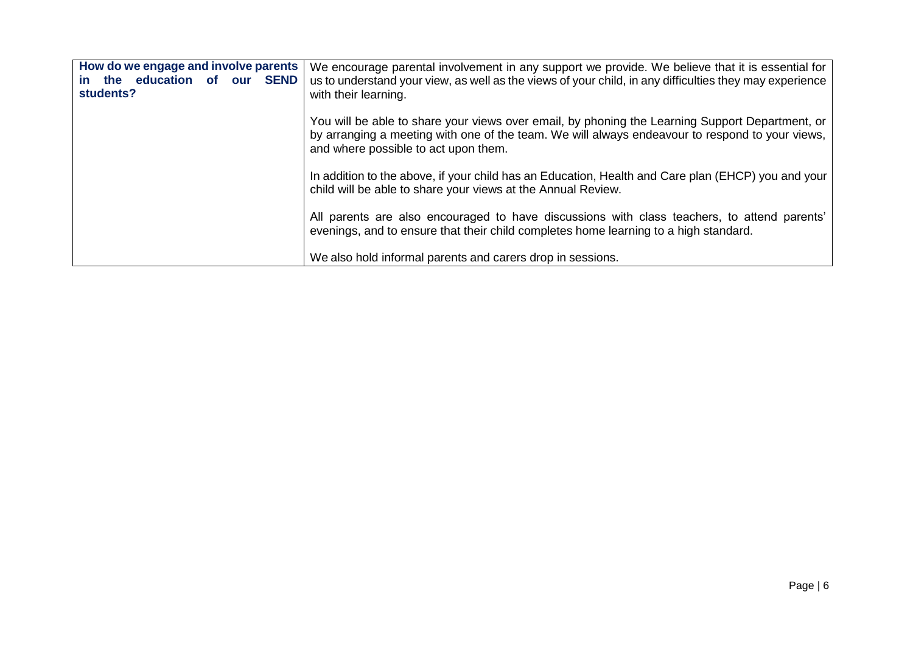| How do we engage and involve parents in the education of our SEND students? | We encourage parental involvement in any support we provide. We believe that it is essential for us to understand your view, as well as the views of your child, in any difficulties they may experience with their learning.<br><br>You will be able to share your views over email, by phoning the Learning Support Department, or by arranging a meeting with one of the team. We will always endeavour to respond to your views, and where possible to act upon them.<br><br>In addition to the above, if your child has an Education, Health and Care plan (EHCP) you and your child will be able to share your views at the Annual Review.<br><br>All parents are also encouraged to have discussions with class teachers, to attend parents' evenings, and to ensure that their child completes home learning to a high standard.<br><br>We also hold informal parents and carers drop in sessions. |
|---|---|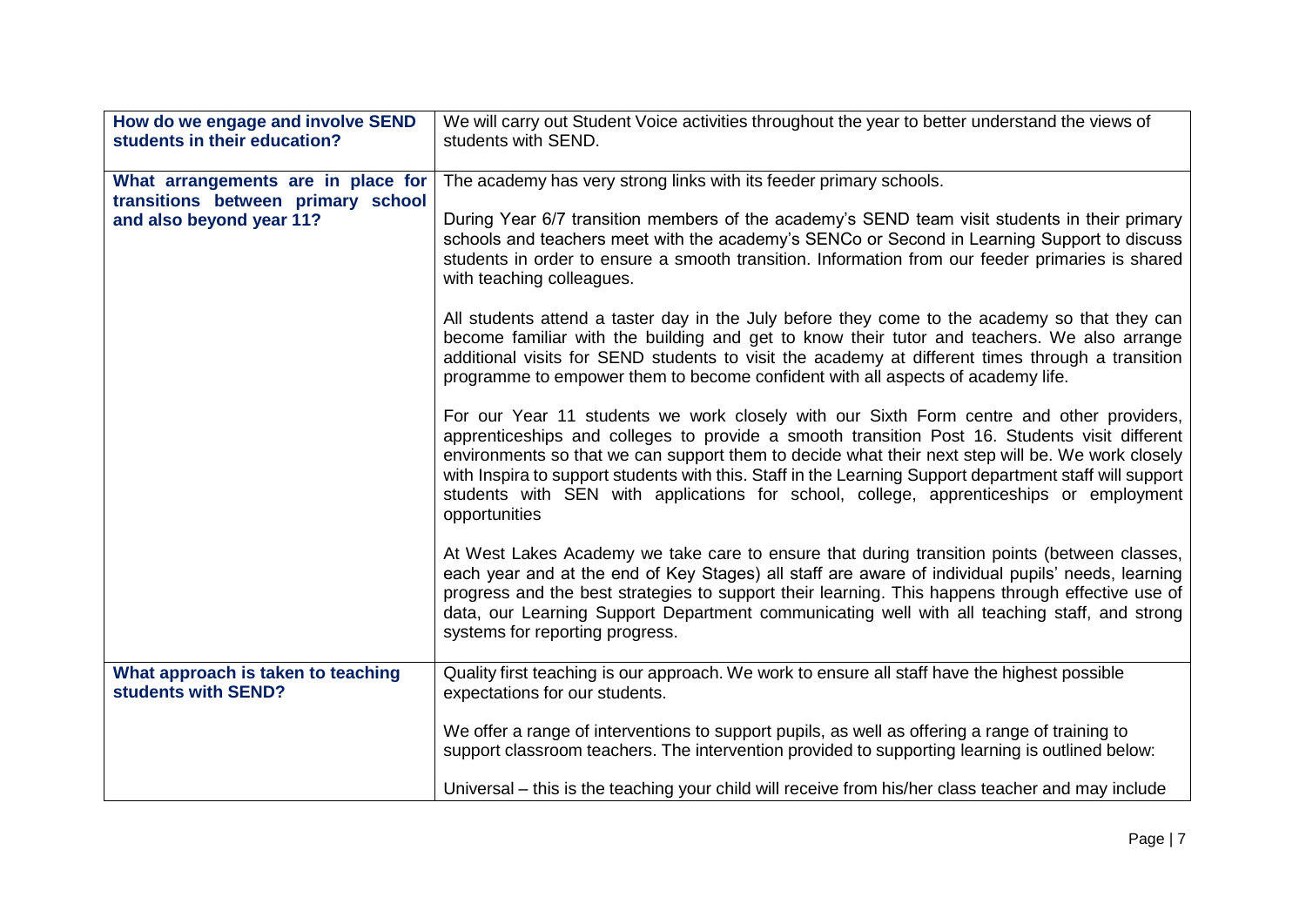| | |
|---|---|
| **How do we engage and involve SEND students in their education?** | We will carry out Student Voice activities throughout the year to better understand the views of students with SEND. |
| **What arrangements are in place for transitions between primary school and also beyond year 11?** | The academy has very strong links with its feeder primary schools.<br><br>During Year 6/7 transition members of the academy's SEND team visit students in their primary schools and teachers meet with the academy's SENCo or Second in Learning Support to discuss students in order to ensure a smooth transition. Information from our feeder primaries is shared with teaching colleagues.<br><br>All students attend a taster day in the July before they come to the academy so that they can become familiar with the building and get to know their tutor and teachers. We also arrange additional visits for SEND students to visit the academy at different times through a transition programme to empower them to become confident with all aspects of academy life.<br><br>For our Year 11 students we work closely with our Sixth Form centre and other providers, apprenticeships and colleges to provide a smooth transition Post 16. Students visit different environments so that we can support them to decide what their next step will be. We work closely with Inspira to support students with this. Staff in the Learning Support department staff will support students with SEN with applications for school, college, apprenticeships or employment opportunities<br><br>At West Lakes Academy we take care to ensure that during transition points (between classes, each year and at the end of Key Stages) all staff are aware of individual pupils' needs, learning progress and the best strategies to support their learning. This happens through effective use of data, our Learning Support Department communicating well with all teaching staff, and strong systems for reporting progress. |
| **What approach is taken to teaching students with SEND?** | Quality first teaching is our approach. We work to ensure all staff have the highest possible expectations for our students.<br><br>We offer a range of interventions to support pupils, as well as offering a range of training to support classroom teachers. The intervention provided to supporting learning is outlined below:<br><br>Universal – this is the teaching your child will receive from his/her class teacher and may include |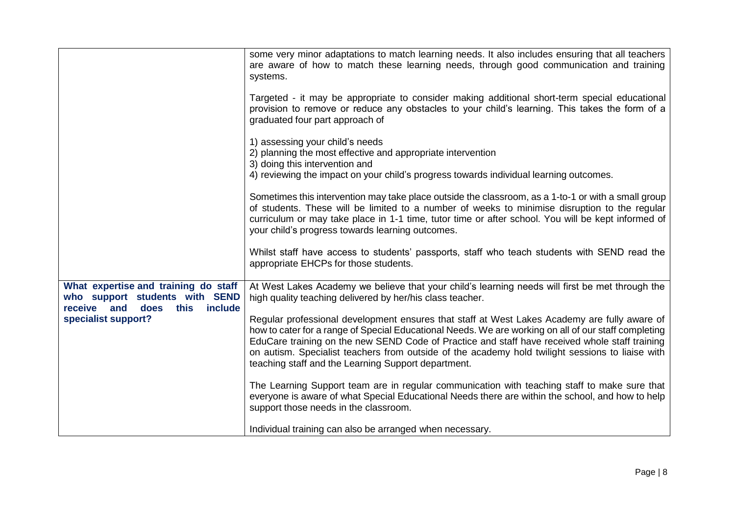| | |
|---|---|
| | some very minor adaptations to match learning needs. It also includes ensuring that all teachers are aware of how to match these learning needs, through good communication and training systems.<br><br>Targeted - it may be appropriate to consider making additional short-term special educational provision to remove or reduce any obstacles to your child's learning. This takes the form of a graduated four part approach of<br><br>1) assessing your child's needs<br>2) planning the most effective and appropriate intervention<br>3) doing this intervention and<br>4) reviewing the impact on your child's progress towards individual learning outcomes.<br><br>Sometimes this intervention may take place outside the classroom, as a 1-to-1 or with a small group of students. These will be limited to a number of weeks to minimise disruption to the regular curriculum or may take place in 1-1 time, tutor time or after school. You will be kept informed of your child's progress towards learning outcomes.<br><br>Whilst staff have access to students' passports, staff who teach students with SEND read the appropriate EHCPs for those students. |
| **What expertise and training do staff who support students with SEND receive and does this include specialist support?** | At West Lakes Academy we believe that your child's learning needs will first be met through the high quality teaching delivered by her/his class teacher.<br><br>Regular professional development ensures that staff at West Lakes Academy are fully aware of how to cater for a range of Special Educational Needs. We are working on all of our staff completing EduCare training on the new SEND Code of Practice and staff have received whole staff training on autism. Specialist teachers from outside of the academy hold twilight sessions to liaise with teaching staff and the Learning Support department.<br><br>The Learning Support team are in regular communication with teaching staff to make sure that everyone is aware of what Special Educational Needs there are within the school, and how to help support those needs in the classroom.<br><br>Individual training can also be arranged when necessary. |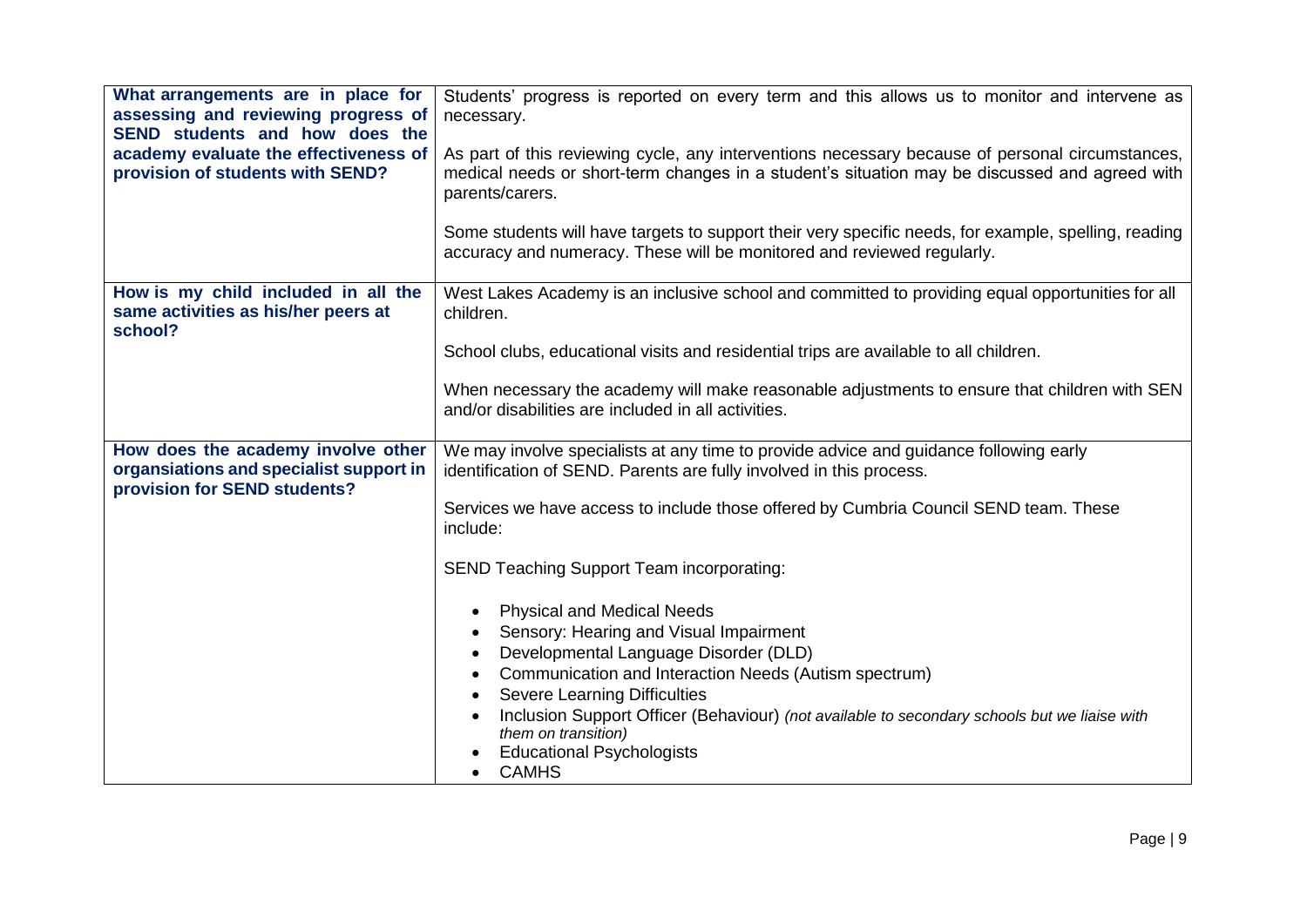| | |
|---|---|
| **What arrangements are in place for assessing and reviewing progress of SEND students and how does the academy evaluate the effectiveness of provision of students with SEND?** | Students' progress is reported on every term and this allows us to monitor and intervene as necessary.<br><br>As part of this reviewing cycle, any interventions necessary because of personal circumstances, medical needs or short-term changes in a student's situation may be discussed and agreed with parents/carers.<br><br>Some students will have targets to support their very specific needs, for example, spelling, reading accuracy and numeracy. These will be monitored and reviewed regularly. |
| **How is my child included in all the same activities as his/her peers at school?** | West Lakes Academy is an inclusive school and committed to providing equal opportunities for all children.<br><br>School clubs, educational visits and residential trips are available to all children.<br><br>When necessary the academy will make reasonable adjustments to ensure that children with SEN and/or disabilities are included in all activities. |
| **How does the academy involve other organsiations and specialist support in provision for SEND students?** | We may involve specialists at any time to provide advice and guidance following early identification of SEND. Parents are fully involved in this process.<br><br>Services we have access to include those offered by Cumbria Council SEND team. These include:<br><br>SEND Teaching Support Team incorporating:<br><br>• Physical and Medical Needs<br>• Sensory: Hearing and Visual Impairment<br>• Developmental Language Disorder (DLD)<br>• Communication and Interaction Needs (Autism spectrum)<br>• Severe Learning Difficulties<br>• Inclusion Support Officer (Behaviour) *(not available to secondary schools but we liaise with them on transition)*<br>• Educational Psychologists<br>• CAMHS |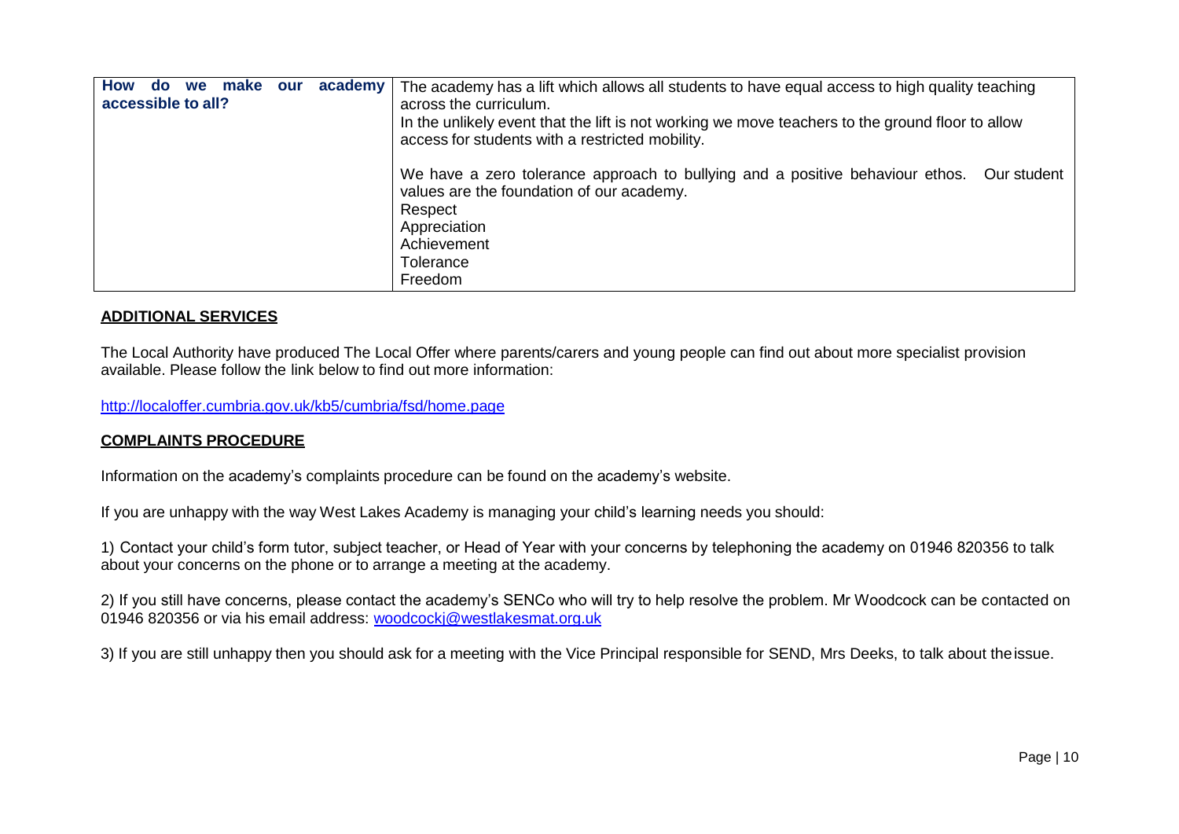| How do we make our academy accessible to all? | The academy has a lift which allows all students to have equal access to high quality teaching across the curriculum.<br>In the unlikely event that the lift is not working we move teachers to the ground floor to allow access for students with a restricted mobility.<br><br>We have a zero tolerance approach to bullying and a positive behaviour ethos. Our student values are the foundation of our academy.<br>Respect<br>Appreciation<br>Achievement<br>Tolerance<br>Freedom |
|---|---|

**ADDITIONAL SERVICES**

The Local Authority have produced The Local Offer where parents/carers and young people can find out about more specialist provision available. Please follow the link below to find out more information:

http://localoffer.cumbria.gov.uk/kb5/cumbria/fsd/home.page

**COMPLAINTS PROCEDURE**

Information on the academy's complaints procedure can be found on the academy's website.

If you are unhappy with the way West Lakes Academy is managing your child's learning needs you should:

1) Contact your child's form tutor, subject teacher, or Head of Year with your concerns by telephoning the academy on 01946 820356 to talk about your concerns on the phone or to arrange a meeting at the academy.

2) If you still have concerns, please contact the academy's SENCo who will try to help resolve the problem. Mr Woodcock can be contacted on 01946 820356 or via his email address: woodcockj@westlakesmat.org.uk

3) If you are still unhappy then you should ask for a meeting with the Vice Principal responsible for SEND, Mrs Deeks, to talk about the issue.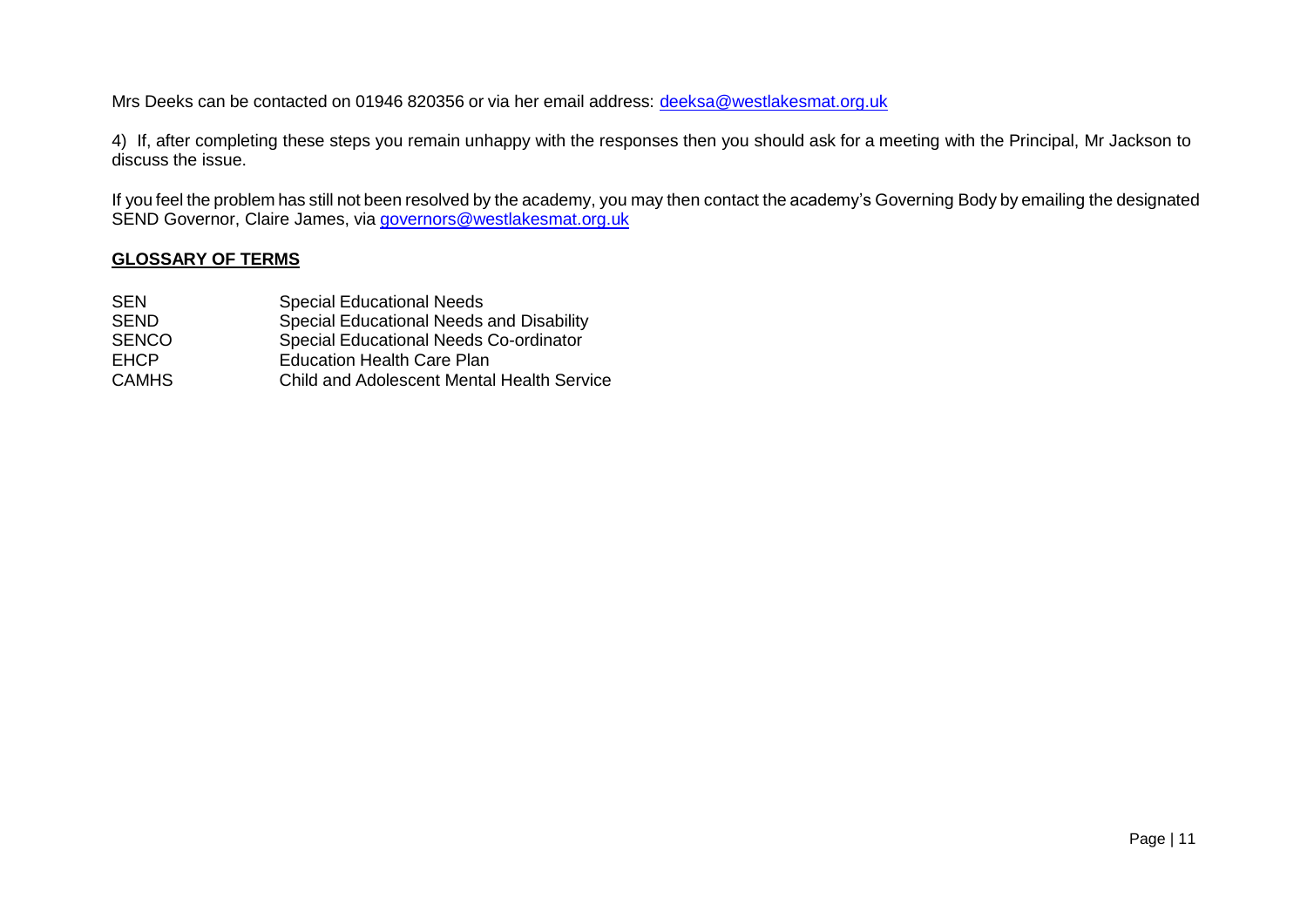Mrs Deeks can be contacted on 01946 820356 or via her email address: [deeksa@westlakesmat.org.uk](mailto:deeksa@westlakesmat.org.uk)

4) If, after completing these steps you remain unhappy with the responses then you should ask for a meeting with the Principal, Mr Jackson to discuss the issue.

If you feel the problem has still not been resolved by the academy, you may then contact the academy's Governing Body by emailing the designated SEND Governor, Claire James, via [governors@westlakesmat.org.uk](mailto:governors@westlakesmat.org.uk)

## GLOSSARY OF TERMS

| | |
|---|---|
| SEN | Special Educational Needs |
| SEND | Special Educational Needs and Disability |
| SENCO | Special Educational Needs Co-ordinator |
| EHCP | Education Health Care Plan |
| CAMHS | Child and Adolescent Mental Health Service |